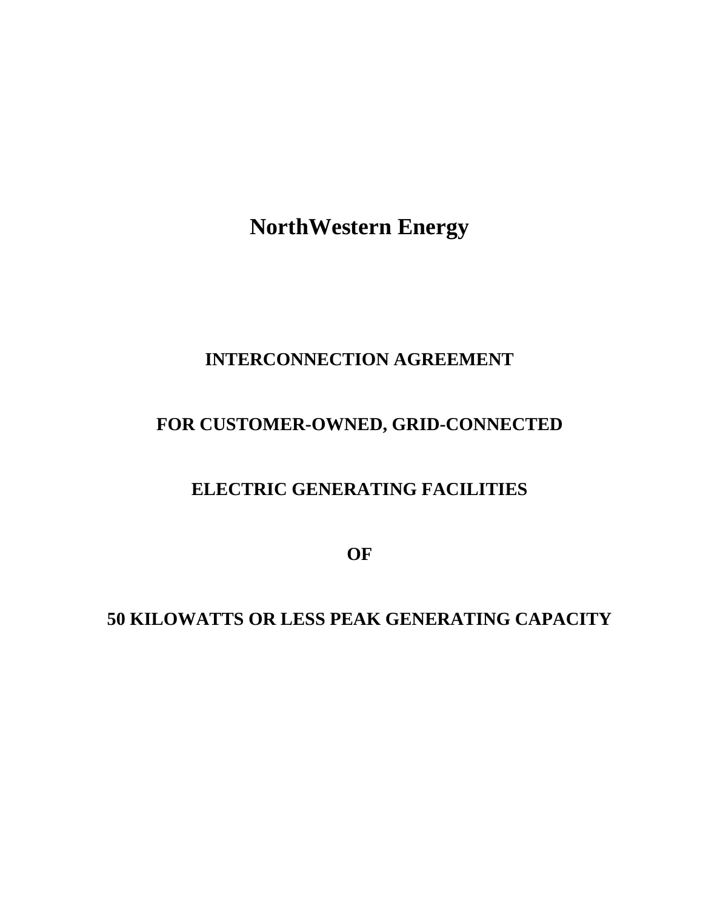# NorthWestern Energy

## INTERCONNECTION AGREEMENT

## FOR CUSTOMER-OWNED, GRID-CONNECTED

## ELECTRIC GENERATING FACILITIES

## OF

## 50 KILOWATTS OR LESS PEAK GENERATING CAPACITY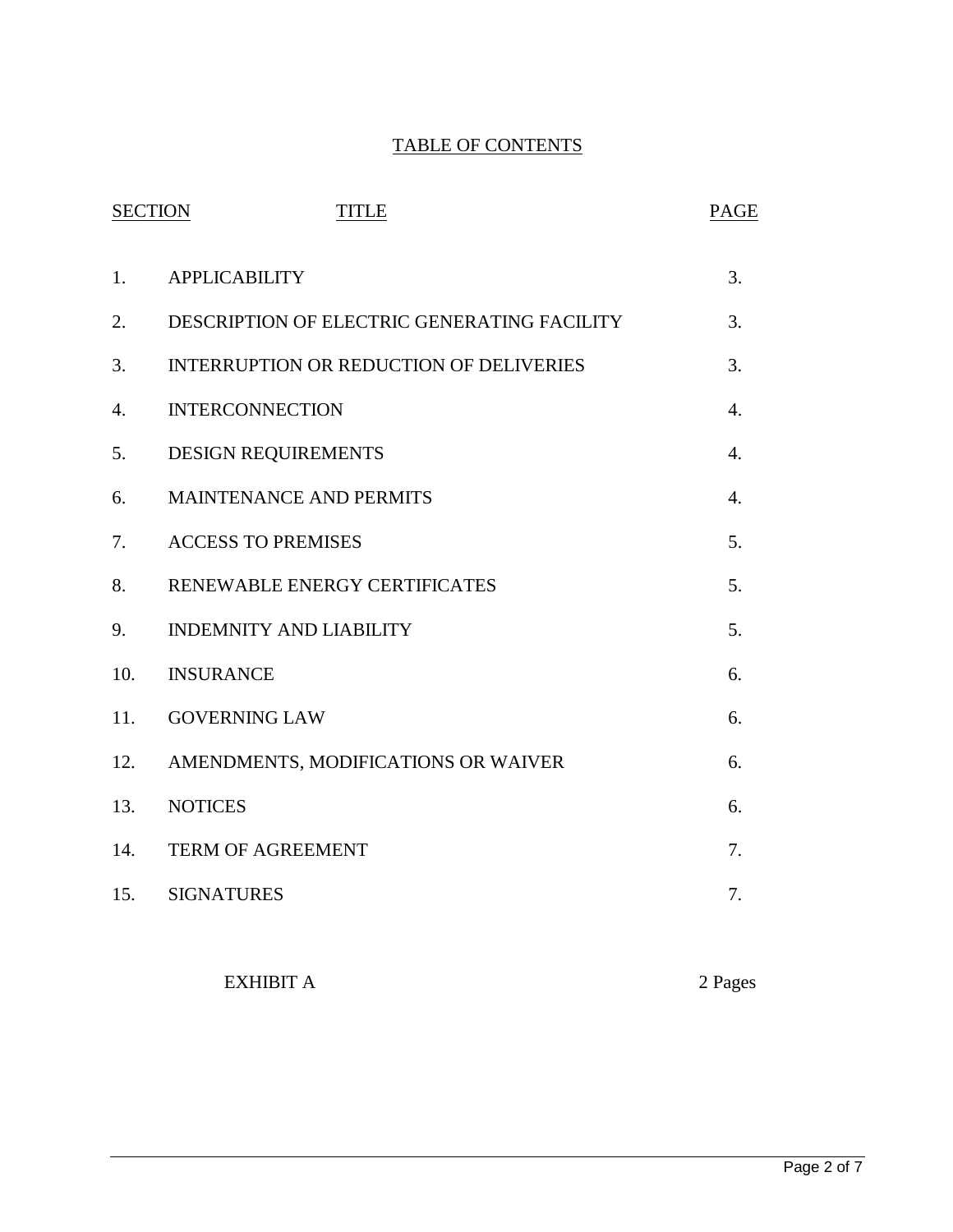## TABLE OF CONTENTS

| SECTION | TITLE | PAGE |
|---|---|---|
| 1. | APPLICABILITY | 3. |
| 2. | DESCRIPTION OF ELECTRIC GENERATING FACILITY | 3. |
| 3. | INTERRUPTION OR REDUCTION OF DELIVERIES | 3. |
| 4. | INTERCONNECTION | 4. |
| 5. | DESIGN REQUIREMENTS | 4. |
| 6. | MAINTENANCE AND PERMITS | 4. |
| 7. | ACCESS TO PREMISES | 5. |
| 8. | RENEWABLE ENERGY CERTIFICATES | 5. |
| 9. | INDEMNITY AND LIABILITY | 5. |
| 10. | INSURANCE | 6. |
| 11. | GOVERNING LAW | 6. |
| 12. | AMENDMENTS, MODIFICATIONS OR WAIVER | 6. |
| 13. | NOTICES | 6. |
| 14. | TERM OF AGREEMENT | 7. |
| 15. | SIGNATURES | 7. |

| | EXHIBIT A | 2 Pages |
|---|---|---|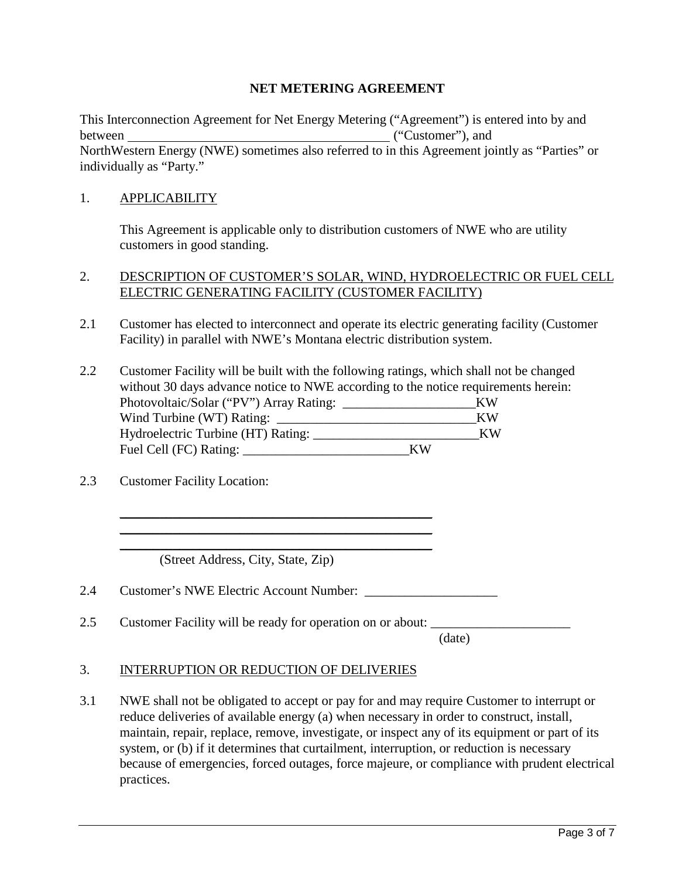**NET METERING AGREEMENT**

This Interconnection Agreement for Net Energy Metering ("Agreement") is entered into by and between _______________________________________ ("Customer"), and NorthWestern Energy (NWE) sometimes also referred to in this Agreement jointly as "Parties" or individually as "Party."

1. APPLICABILITY

   This Agreement is applicable only to distribution customers of NWE who are utility customers in good standing.

2. DESCRIPTION OF CUSTOMER'S SOLAR, WIND, HYDROELECTRIC OR FUEL CELL ELECTRIC GENERATING FACILITY (CUSTOMER FACILITY)

2.1 Customer has elected to interconnect and operate its electric generating facility (Customer Facility) in parallel with NWE's Montana electric distribution system.

2.2 Customer Facility will be built with the following ratings, which shall not be changed without 30 days advance notice to NWE according to the notice requirements herein:
Photovoltaic/Solar ("PV") Array Rating: ____________________KW
Wind Turbine (WT) Rating: ______________________________KW
Hydroelectric Turbine (HT) Rating: _________________________KW
Fuel Cell (FC) Rating: _________________________KW

2.3 Customer Facility Location:

_______________________________________________
_______________________________________________
_______________________________________________
(Street Address, City, State, Zip)

2.4 Customer's NWE Electric Account Number: ____________________

2.5 Customer Facility will be ready for operation on or about: _____________________
(date)

3. INTERRUPTION OR REDUCTION OF DELIVERIES

3.1 NWE shall not be obligated to accept or pay for and may require Customer to interrupt or reduce deliveries of available energy (a) when necessary in order to construct, install, maintain, repair, replace, remove, investigate, or inspect any of its equipment or part of its system, or (b) if it determines that curtailment, interruption, or reduction is necessary because of emergencies, forced outages, force majeure, or compliance with prudent electrical practices.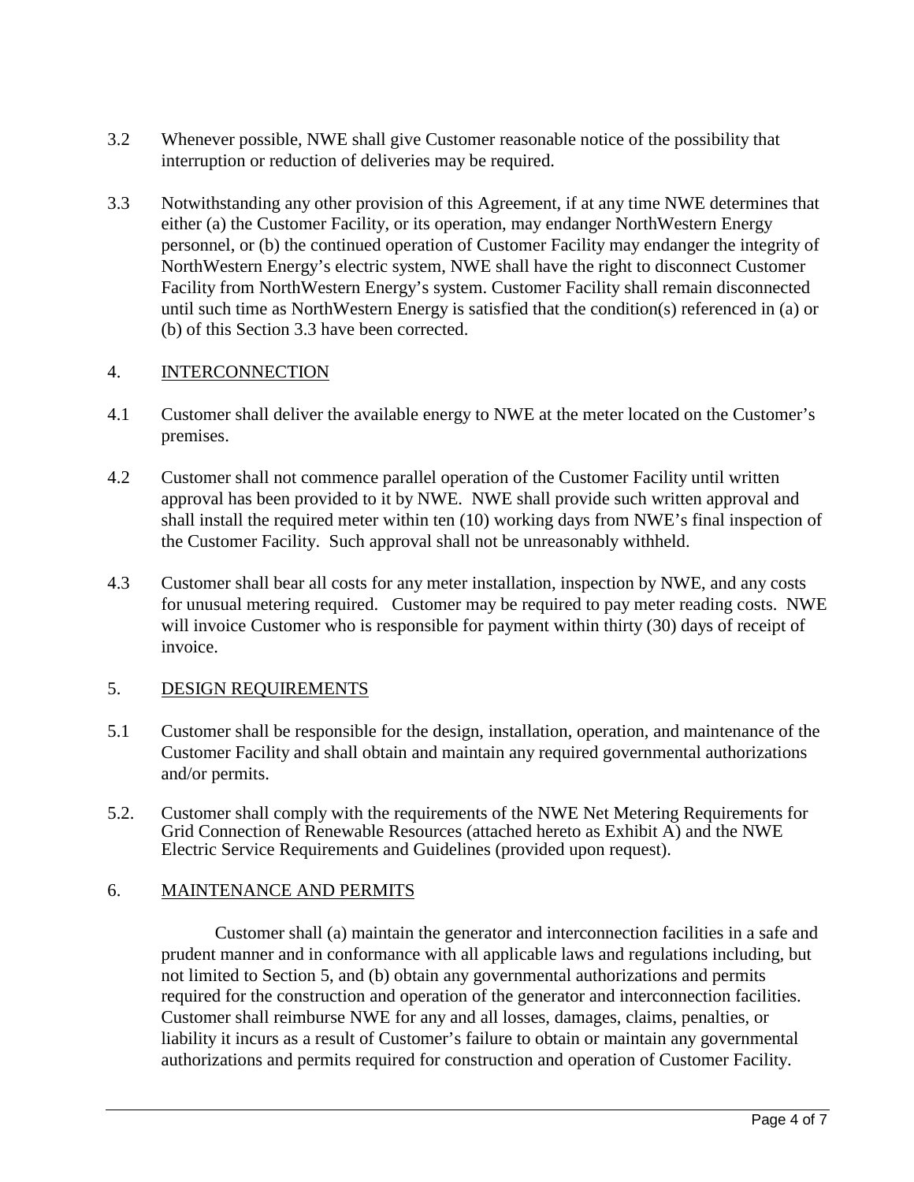3.2 Whenever possible, NWE shall give Customer reasonable notice of the possibility that interruption or reduction of deliveries may be required.

3.3 Notwithstanding any other provision of this Agreement, if at any time NWE determines that either (a) the Customer Facility, or its operation, may endanger NorthWestern Energy personnel, or (b) the continued operation of Customer Facility may endanger the integrity of NorthWestern Energy's electric system, NWE shall have the right to disconnect Customer Facility from NorthWestern Energy's system. Customer Facility shall remain disconnected until such time as NorthWestern Energy is satisfied that the condition(s) referenced in (a) or (b) of this Section 3.3 have been corrected.

## 4. INTERCONNECTION

4.1 Customer shall deliver the available energy to NWE at the meter located on the Customer's premises.

4.2 Customer shall not commence parallel operation of the Customer Facility until written approval has been provided to it by NWE. NWE shall provide such written approval and shall install the required meter within ten (10) working days from NWE's final inspection of the Customer Facility. Such approval shall not be unreasonably withheld.

4.3 Customer shall bear all costs for any meter installation, inspection by NWE, and any costs for unusual metering required. Customer may be required to pay meter reading costs. NWE will invoice Customer who is responsible for payment within thirty (30) days of receipt of invoice.

## 5. DESIGN REQUIREMENTS

5.1 Customer shall be responsible for the design, installation, operation, and maintenance of the Customer Facility and shall obtain and maintain any required governmental authorizations and/or permits.

5.2. Customer shall comply with the requirements of the NWE Net Metering Requirements for Grid Connection of Renewable Resources (attached hereto as Exhibit A) and the NWE Electric Service Requirements and Guidelines (provided upon request).

## 6. MAINTENANCE AND PERMITS

Customer shall (a) maintain the generator and interconnection facilities in a safe and prudent manner and in conformance with all applicable laws and regulations including, but not limited to Section 5, and (b) obtain any governmental authorizations and permits required for the construction and operation of the generator and interconnection facilities. Customer shall reimburse NWE for any and all losses, damages, claims, penalties, or liability it incurs as a result of Customer's failure to obtain or maintain any governmental authorizations and permits required for construction and operation of Customer Facility.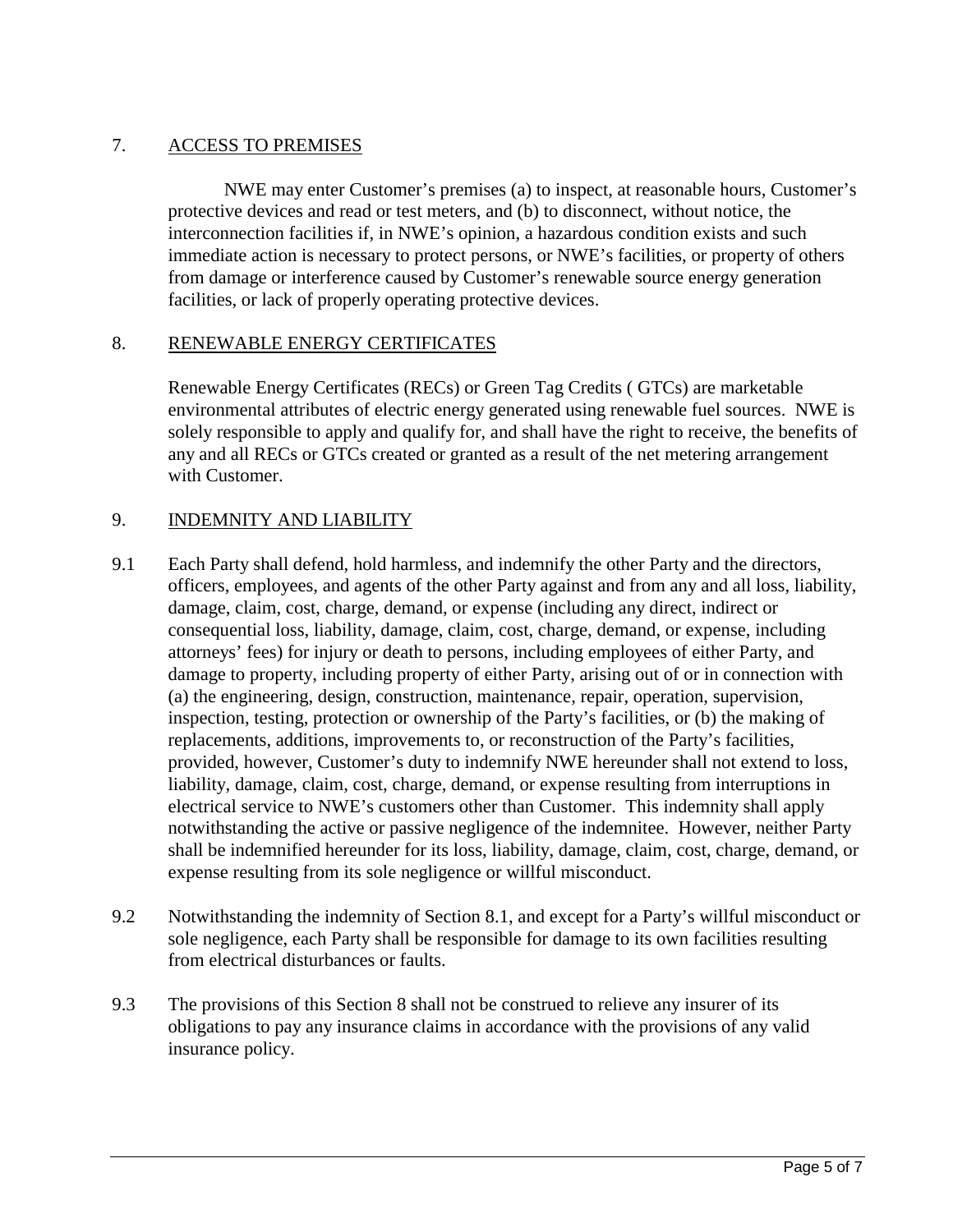## 7. ACCESS TO PREMISES

NWE may enter Customer's premises (a) to inspect, at reasonable hours, Customer's protective devices and read or test meters, and (b) to disconnect, without notice, the interconnection facilities if, in NWE's opinion, a hazardous condition exists and such immediate action is necessary to protect persons, or NWE's facilities, or property of others from damage or interference caused by Customer's renewable source energy generation facilities, or lack of properly operating protective devices.

## 8. RENEWABLE ENERGY CERTIFICATES

Renewable Energy Certificates (RECs) or Green Tag Credits ( GTCs) are marketable environmental attributes of electric energy generated using renewable fuel sources. NWE is solely responsible to apply and qualify for, and shall have the right to receive, the benefits of any and all RECs or GTCs created or granted as a result of the net metering arrangement with Customer.

## 9. INDEMNITY AND LIABILITY

9.1 Each Party shall defend, hold harmless, and indemnify the other Party and the directors, officers, employees, and agents of the other Party against and from any and all loss, liability, damage, claim, cost, charge, demand, or expense (including any direct, indirect or consequential loss, liability, damage, claim, cost, charge, demand, or expense, including attorneys' fees) for injury or death to persons, including employees of either Party, and damage to property, including property of either Party, arising out of or in connection with (a) the engineering, design, construction, maintenance, repair, operation, supervision, inspection, testing, protection or ownership of the Party's facilities, or (b) the making of replacements, additions, improvements to, or reconstruction of the Party's facilities, provided, however, Customer's duty to indemnify NWE hereunder shall not extend to loss, liability, damage, claim, cost, charge, demand, or expense resulting from interruptions in electrical service to NWE's customers other than Customer. This indemnity shall apply notwithstanding the active or passive negligence of the indemnitee. However, neither Party shall be indemnified hereunder for its loss, liability, damage, claim, cost, charge, demand, or expense resulting from its sole negligence or willful misconduct.

9.2 Notwithstanding the indemnity of Section 8.1, and except for a Party's willful misconduct or sole negligence, each Party shall be responsible for damage to its own facilities resulting from electrical disturbances or faults.

9.3 The provisions of this Section 8 shall not be construed to relieve any insurer of its obligations to pay any insurance claims in accordance with the provisions of any valid insurance policy.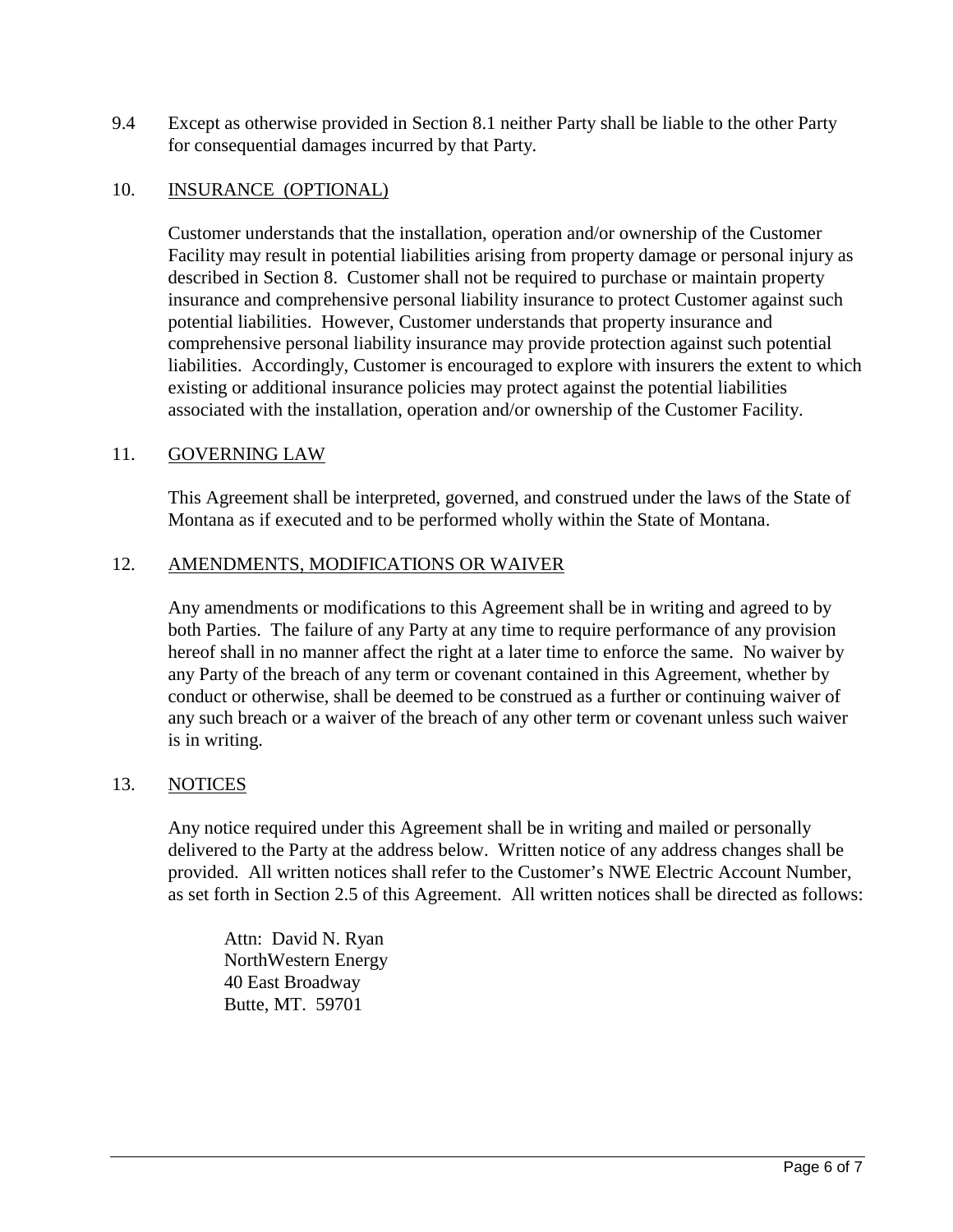9.4 Except as otherwise provided in Section 8.1 neither Party shall be liable to the other Party for consequential damages incurred by that Party.

## 10. INSURANCE (OPTIONAL)

Customer understands that the installation, operation and/or ownership of the Customer Facility may result in potential liabilities arising from property damage or personal injury as described in Section 8. Customer shall not be required to purchase or maintain property insurance and comprehensive personal liability insurance to protect Customer against such potential liabilities. However, Customer understands that property insurance and comprehensive personal liability insurance may provide protection against such potential liabilities. Accordingly, Customer is encouraged to explore with insurers the extent to which existing or additional insurance policies may protect against the potential liabilities associated with the installation, operation and/or ownership of the Customer Facility.

## 11. GOVERNING LAW

This Agreement shall be interpreted, governed, and construed under the laws of the State of Montana as if executed and to be performed wholly within the State of Montana.

## 12. AMENDMENTS, MODIFICATIONS OR WAIVER

Any amendments or modifications to this Agreement shall be in writing and agreed to by both Parties. The failure of any Party at any time to require performance of any provision hereof shall in no manner affect the right at a later time to enforce the same. No waiver by any Party of the breach of any term or covenant contained in this Agreement, whether by conduct or otherwise, shall be deemed to be construed as a further or continuing waiver of any such breach or a waiver of the breach of any other term or covenant unless such waiver is in writing.

## 13. NOTICES

Any notice required under this Agreement shall be in writing and mailed or personally delivered to the Party at the address below. Written notice of any address changes shall be provided. All written notices shall refer to the Customer's NWE Electric Account Number, as set forth in Section 2.5 of this Agreement. All written notices shall be directed as follows:

Attn: David N. Ryan
NorthWestern Energy
40 East Broadway
Butte, MT. 59701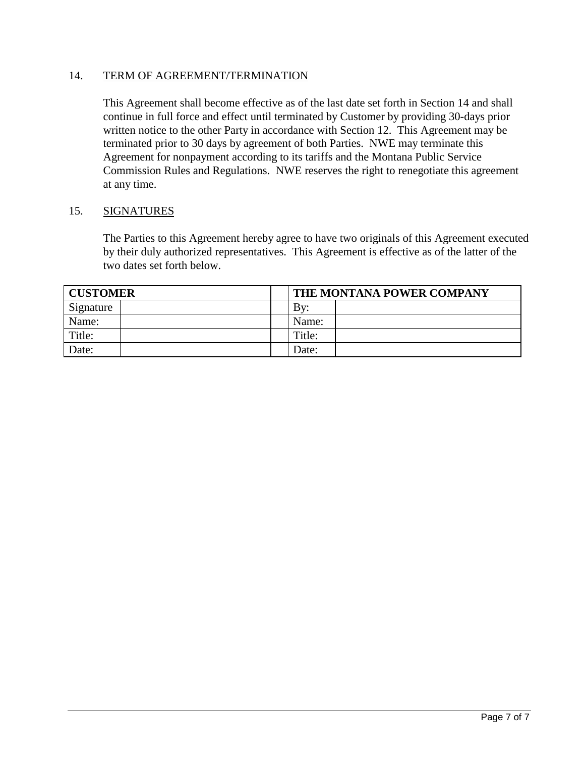## 14. TERM OF AGREEMENT/TERMINATION

This Agreement shall become effective as of the last date set forth in Section 14 and shall continue in full force and effect until terminated by Customer by providing 30-days prior written notice to the other Party in accordance with Section 12. This Agreement may be terminated prior to 30 days by agreement of both Parties. NWE may terminate this Agreement for nonpayment according to its tariffs and the Montana Public Service Commission Rules and Regulations. NWE reserves the right to renegotiate this agreement at any time.

## 15. SIGNATURES

The Parties to this Agreement hereby agree to have two originals of this Agreement executed by their duly authorized representatives. This Agreement is effective as of the latter of the two dates set forth below.

| **CUSTOMER** | | | **THE MONTANA POWER COMPANY** | |
|---|---|---|---|---|
| Signature | | | By: | |
| Name: | | | Name: | |
| Title: | | | Title: | |
| Date: | | | Date: | |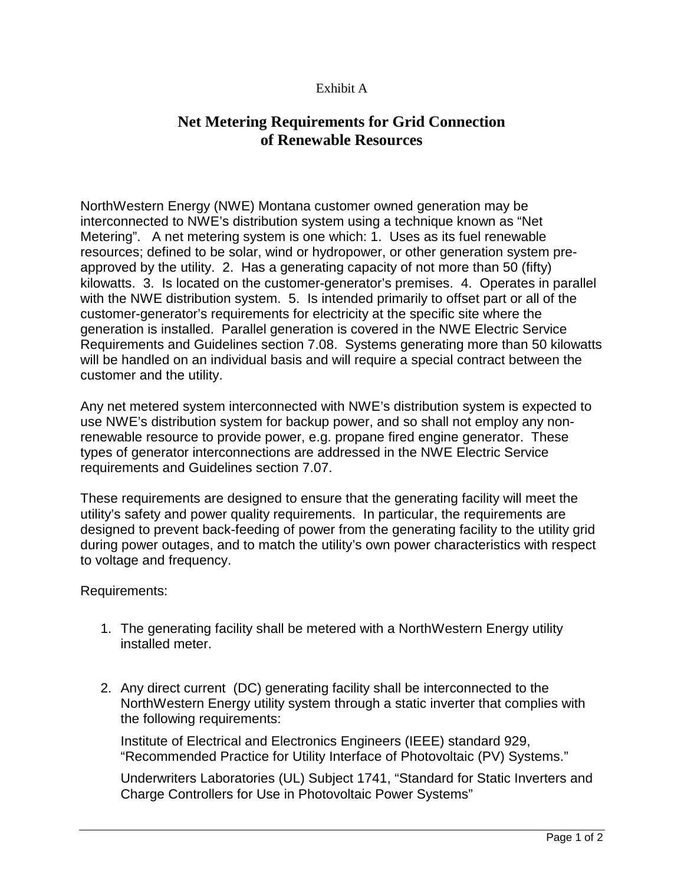Exhibit A

# Net Metering Requirements for Grid Connection of Renewable Resources

NorthWestern Energy (NWE) Montana customer owned generation may be interconnected to NWE's distribution system using a technique known as "Net Metering". A net metering system is one which: 1. Uses as its fuel renewable resources; defined to be solar, wind or hydropower, or other generation system pre-approved by the utility. 2. Has a generating capacity of not more than 50 (fifty) kilowatts. 3. Is located on the customer-generator's premises. 4. Operates in parallel with the NWE distribution system. 5. Is intended primarily to offset part or all of the customer-generator's requirements for electricity at the specific site where the generation is installed. Parallel generation is covered in the NWE Electric Service Requirements and Guidelines section 7.08. Systems generating more than 50 kilowatts will be handled on an individual basis and will require a special contract between the customer and the utility.

Any net metered system interconnected with NWE's distribution system is expected to use NWE's distribution system for backup power, and so shall not employ any non-renewable resource to provide power, e.g. propane fired engine generator. These types of generator interconnections are addressed in the NWE Electric Service requirements and Guidelines section 7.07.

These requirements are designed to ensure that the generating facility will meet the utility's safety and power quality requirements. In particular, the requirements are designed to prevent back-feeding of power from the generating facility to the utility grid during power outages, and to match the utility's own power characteristics with respect to voltage and frequency.

Requirements:

1. The generating facility shall be metered with a NorthWestern Energy utility installed meter.

2. Any direct current (DC) generating facility shall be interconnected to the NorthWestern Energy utility system through a static inverter that complies with the following requirements:

   Institute of Electrical and Electronics Engineers (IEEE) standard 929, "Recommended Practice for Utility Interface of Photovoltaic (PV) Systems."

   Underwriters Laboratories (UL) Subject 1741, "Standard for Static Inverters and Charge Controllers for Use in Photovoltaic Power Systems"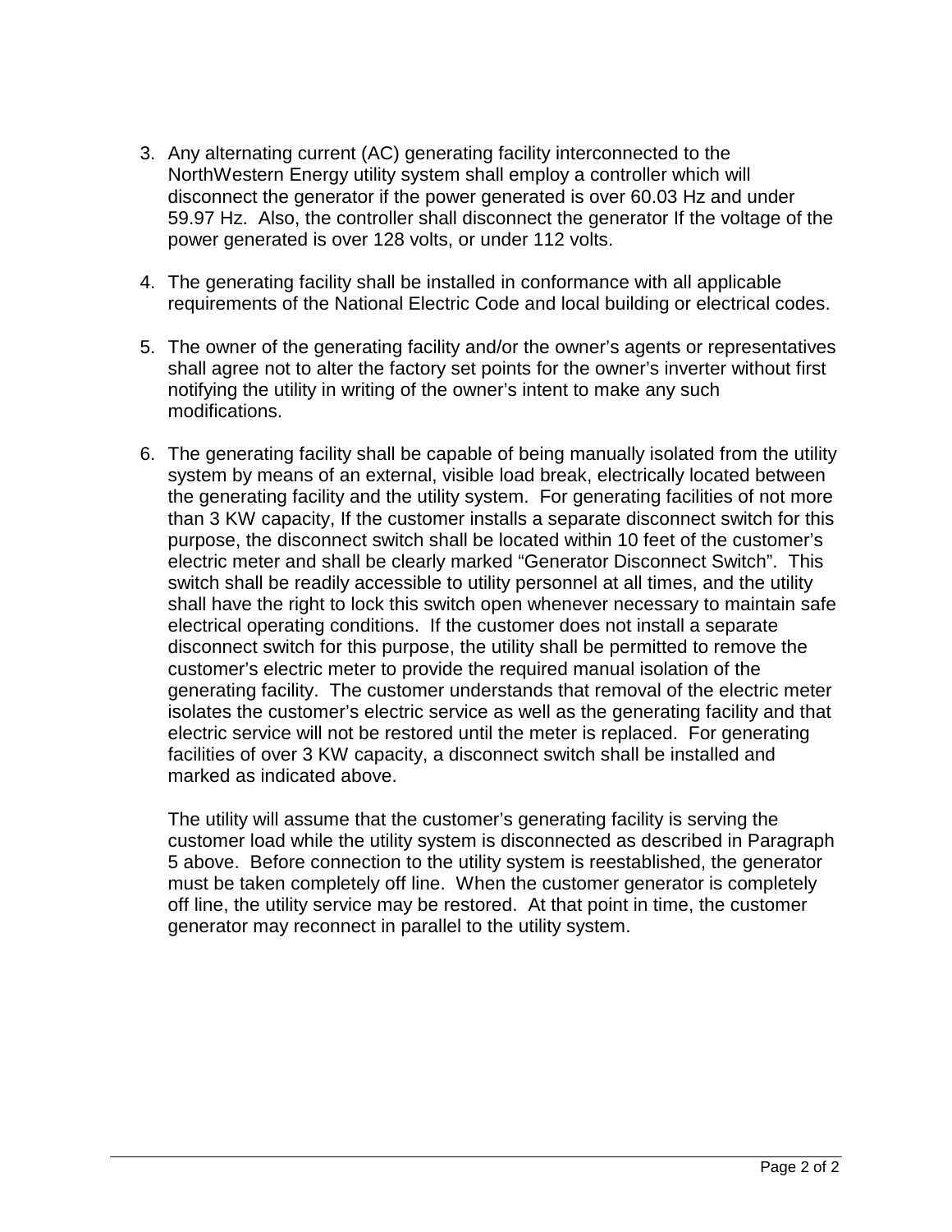3. Any alternating current (AC) generating facility interconnected to the NorthWestern Energy utility system shall employ a controller which will disconnect the generator if the power generated is over 60.03 Hz and under 59.97 Hz. Also, the controller shall disconnect the generator If the voltage of the power generated is over 128 volts, or under 112 volts.

4. The generating facility shall be installed in conformance with all applicable requirements of the National Electric Code and local building or electrical codes.

5. The owner of the generating facility and/or the owner's agents or representatives shall agree not to alter the factory set points for the owner's inverter without first notifying the utility in writing of the owner's intent to make any such modifications.

6. The generating facility shall be capable of being manually isolated from the utility system by means of an external, visible load break, electrically located between the generating facility and the utility system. For generating facilities of not more than 3 KW capacity, If the customer installs a separate disconnect switch for this purpose, the disconnect switch shall be located within 10 feet of the customer's electric meter and shall be clearly marked "Generator Disconnect Switch". This switch shall be readily accessible to utility personnel at all times, and the utility shall have the right to lock this switch open whenever necessary to maintain safe electrical operating conditions. If the customer does not install a separate disconnect switch for this purpose, the utility shall be permitted to remove the customer's electric meter to provide the required manual isolation of the generating facility. The customer understands that removal of the electric meter isolates the customer's electric service as well as the generating facility and that electric service will not be restored until the meter is replaced. For generating facilities of over 3 KW capacity, a disconnect switch shall be installed and marked as indicated above.

   The utility will assume that the customer's generating facility is serving the customer load while the utility system is disconnected as described in Paragraph 5 above. Before connection to the utility system is reestablished, the generator must be taken completely off line. When the customer generator is completely off line, the utility service may be restored. At that point in time, the customer generator may reconnect in parallel to the utility system.